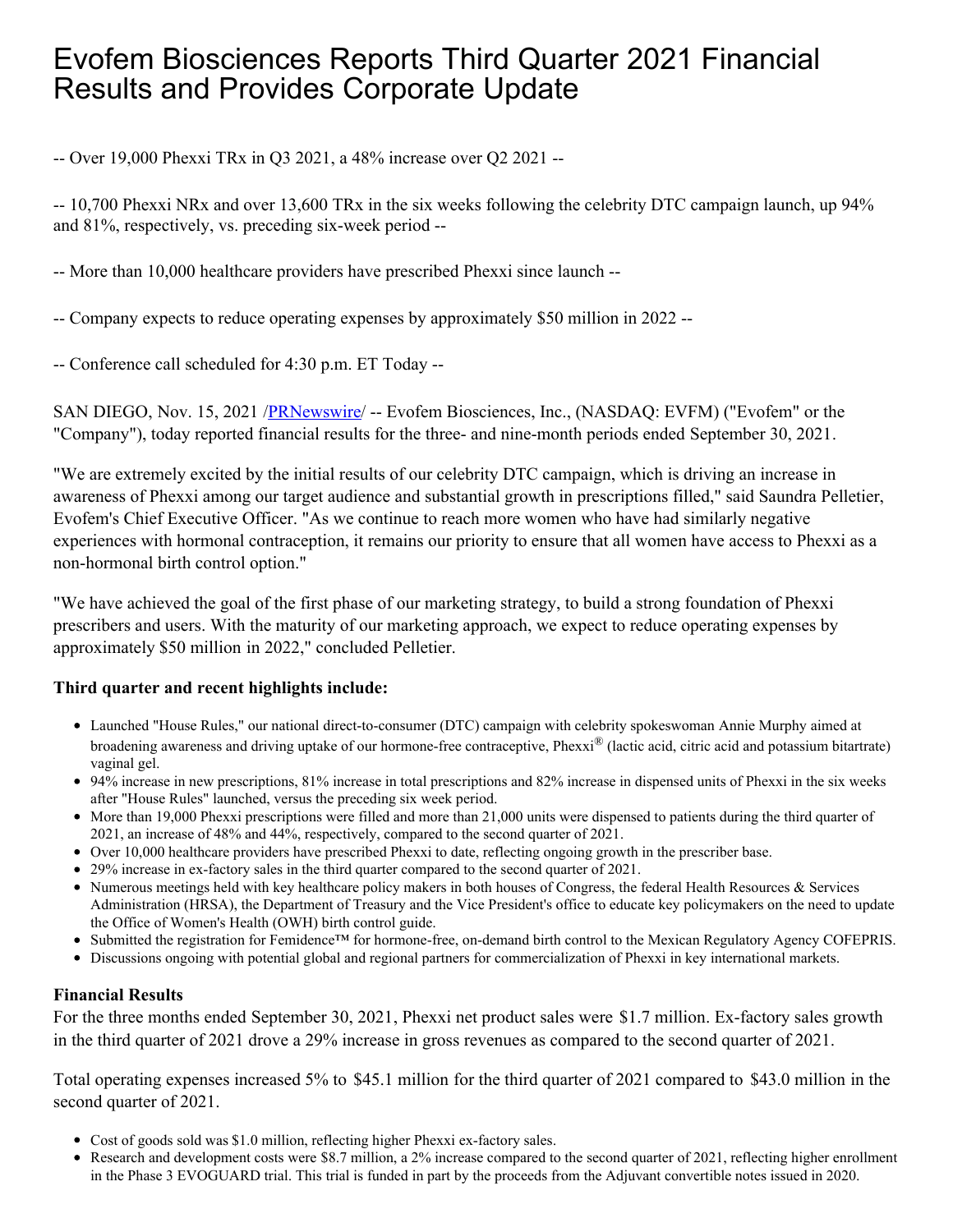# Evofem Biosciences Reports Third Quarter 2021 Financial Results and Provides Corporate Update

-- Over 19,000 Phexxi TRx in Q3 2021, a 48% increase over Q2 2021 --

-- 10,700 Phexxi NRx and over 13,600 TRx in the six weeks following the celebrity DTC campaign launch, up 94% and 81%, respectively, vs. preceding six-week period --

-- More than 10,000 healthcare providers have prescribed Phexxi since launch --

-- Company expects to reduce operating expenses by approximately $50 million in 2022 --

-- Conference call scheduled for 4:30 p.m. ET Today --

SAN DIEGO, Nov. 15, 2021 /PRNewswire/ -- Evofem Biosciences, Inc., (NASDAQ: EVFM) ("Evofem" or the "Company"), today reported financial results for the three- and nine-month periods ended September 30, 2021.

"We are extremely excited by the initial results of our celebrity DTC campaign, which is driving an increase in awareness of Phexxi among our target audience and substantial growth in prescriptions filled," said Saundra Pelletier, Evofem's Chief Executive Officer. "As we continue to reach more women who have had similarly negative experiences with hormonal contraception, it remains our priority to ensure that all women have access to Phexxi as a non-hormonal birth control option."

"We have achieved the goal of the first phase of our marketing strategy, to build a strong foundation of Phexxi prescribers and users. With the maturity of our marketing approach, we expect to reduce operating expenses by approximately $50 million in 2022," concluded Pelletier.

**Third quarter and recent highlights include:**

- Launched "House Rules," our national direct-to-consumer (DTC) campaign with celebrity spokeswoman Annie Murphy aimed at broadening awareness and driving uptake of our hormone-free contraceptive, Phexxi® (lactic acid, citric acid and potassium bitartrate) vaginal gel.
- 94% increase in new prescriptions, 81% increase in total prescriptions and 82% increase in dispensed units of Phexxi in the six weeks after "House Rules" launched, versus the preceding six week period.
- More than 19,000 Phexxi prescriptions were filled and more than 21,000 units were dispensed to patients during the third quarter of 2021, an increase of 48% and 44%, respectively, compared to the second quarter of 2021.
- Over 10,000 healthcare providers have prescribed Phexxi to date, reflecting ongoing growth in the prescriber base.
- 29% increase in ex-factory sales in the third quarter compared to the second quarter of 2021.
- Numerous meetings held with key healthcare policy makers in both houses of Congress, the federal Health Resources & Services Administration (HRSA), the Department of Treasury and the Vice President's office to educate key policymakers on the need to update the Office of Women's Health (OWH) birth control guide.
- Submitted the registration for Femidence™ for hormone-free, on-demand birth control to the Mexican Regulatory Agency COFEPRIS.
- Discussions ongoing with potential global and regional partners for commercialization of Phexxi in key international markets.

**Financial Results**

For the three months ended September 30, 2021, Phexxi net product sales were $1.7 million. Ex-factory sales growth in the third quarter of 2021 drove a 29% increase in gross revenues as compared to the second quarter of 2021.

Total operating expenses increased 5% to $45.1 million for the third quarter of 2021 compared to $43.0 million in the second quarter of 2021.

- Cost of goods sold was $1.0 million, reflecting higher Phexxi ex-factory sales.
- Research and development costs were $8.7 million, a 2% increase compared to the second quarter of 2021, reflecting higher enrollment in the Phase 3 EVOGUARD trial. This trial is funded in part by the proceeds from the Adjuvant convertible notes issued in 2020.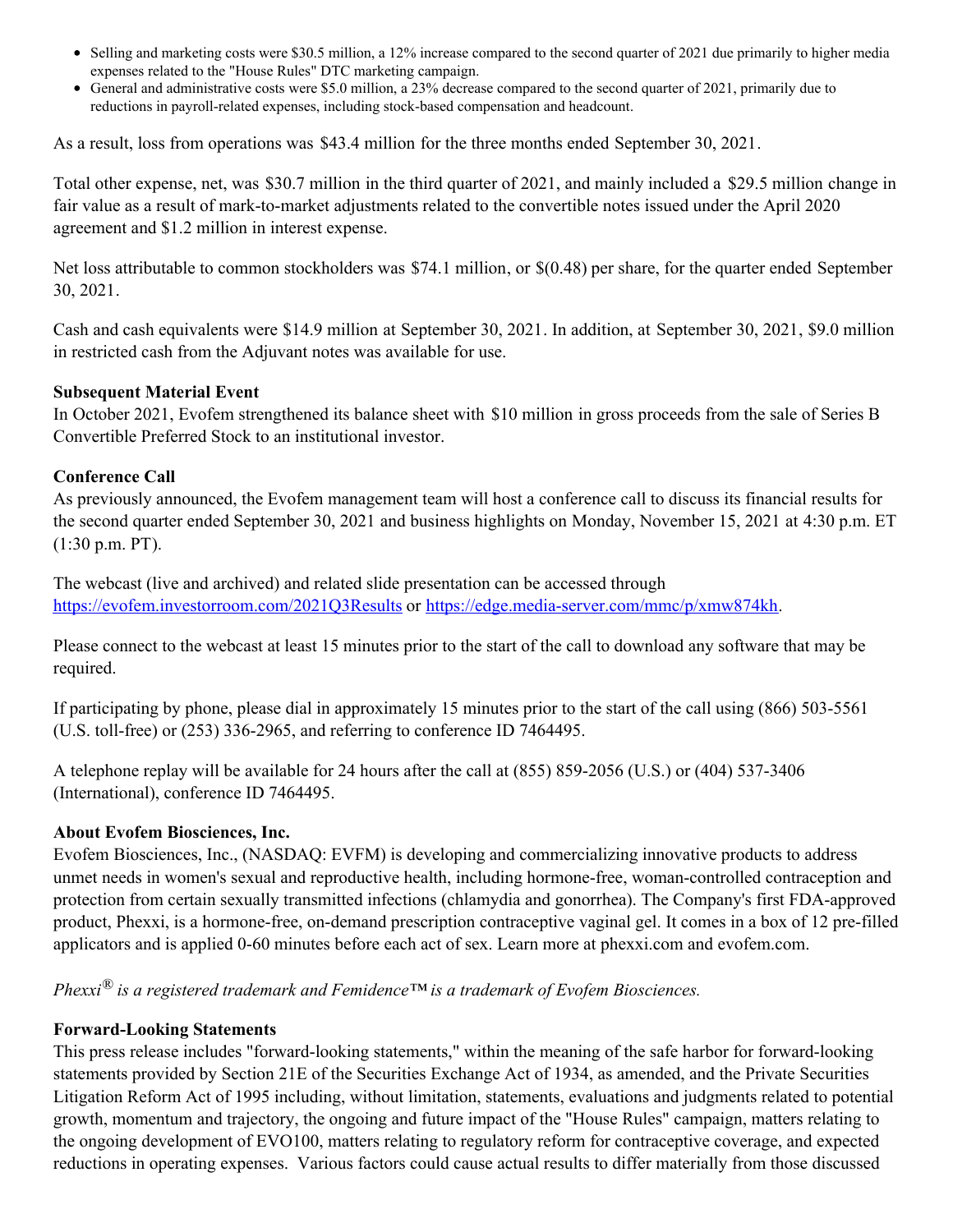- Selling and marketing costs were $30.5 million, a 12% increase compared to the second quarter of 2021 due primarily to higher media expenses related to the "House Rules" DTC marketing campaign.
- General and administrative costs were $5.0 million, a 23% decrease compared to the second quarter of 2021, primarily due to reductions in payroll-related expenses, including stock-based compensation and headcount.

As a result, loss from operations was $43.4 million for the three months ended September 30, 2021.

Total other expense, net, was $30.7 million in the third quarter of 2021, and mainly included a $29.5 million change in fair value as a result of mark-to-market adjustments related to the convertible notes issued under the April 2020 agreement and $1.2 million in interest expense.

Net loss attributable to common stockholders was $74.1 million, or $(0.48) per share, for the quarter ended September 30, 2021.

Cash and cash equivalents were $14.9 million at September 30, 2021. In addition, at September 30, 2021, $9.0 million in restricted cash from the Adjuvant notes was available for use.

**Subsequent Material Event**
In October 2021, Evofem strengthened its balance sheet with $10 million in gross proceeds from the sale of Series B Convertible Preferred Stock to an institutional investor.

**Conference Call**
As previously announced, the Evofem management team will host a conference call to discuss its financial results for the second quarter ended September 30, 2021 and business highlights on Monday, November 15, 2021 at 4:30 p.m. ET (1:30 p.m. PT).

The webcast (live and archived) and related slide presentation can be accessed through https://evofem.investorroom.com/2021Q3Results or https://edge.media-server.com/mmc/p/xmw874kh.

Please connect to the webcast at least 15 minutes prior to the start of the call to download any software that may be required.

If participating by phone, please dial in approximately 15 minutes prior to the start of the call using (866) 503-5561 (U.S. toll-free) or (253) 336-2965, and referring to conference ID 7464495.

A telephone replay will be available for 24 hours after the call at (855) 859-2056 (U.S.) or (404) 537-3406 (International), conference ID 7464495.

**About Evofem Biosciences, Inc.**
Evofem Biosciences, Inc., (NASDAQ: EVFM) is developing and commercializing innovative products to address unmet needs in women's sexual and reproductive health, including hormone-free, woman-controlled contraception and protection from certain sexually transmitted infections (chlamydia and gonorrhea). The Company's first FDA-approved product, Phexxi, is a hormone-free, on-demand prescription contraceptive vaginal gel. It comes in a box of 12 pre-filled applicators and is applied 0-60 minutes before each act of sex. Learn more at phexxi.com and evofem.com.

*Phexxi® is a registered trademark and Femidence™ is a trademark of Evofem Biosciences.*

**Forward-Looking Statements**
This press release includes "forward-looking statements," within the meaning of the safe harbor for forward-looking statements provided by Section 21E of the Securities Exchange Act of 1934, as amended, and the Private Securities Litigation Reform Act of 1995 including, without limitation, statements, evaluations and judgments related to potential growth, momentum and trajectory, the ongoing and future impact of the "House Rules" campaign, matters relating to the ongoing development of EVO100, matters relating to regulatory reform for contraceptive coverage, and expected reductions in operating expenses. Various factors could cause actual results to differ materially from those discussed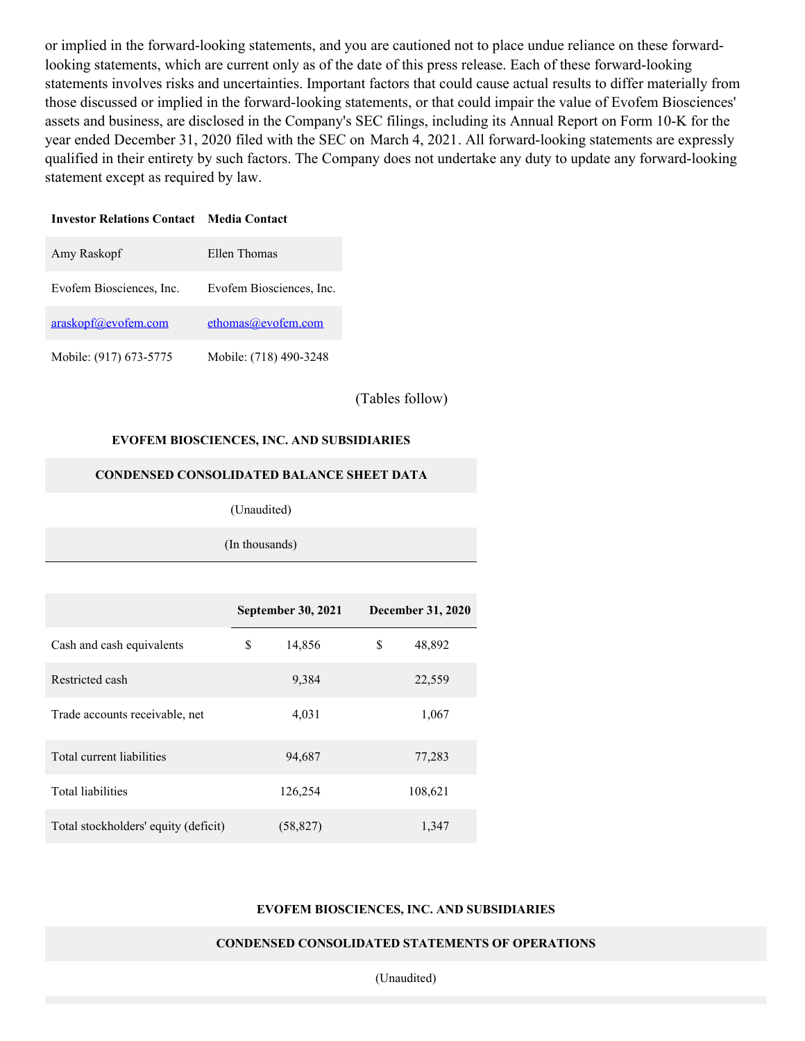or implied in the forward-looking statements, and you are cautioned not to place undue reliance on these forward-looking statements, which are current only as of the date of this press release. Each of these forward-looking statements involves risks and uncertainties. Important factors that could cause actual results to differ materially from those discussed or implied in the forward-looking statements, or that could impair the value of Evofem Biosciences' assets and business, are disclosed in the Company's SEC filings, including its Annual Report on Form 10-K for the year ended December 31, 2020 filed with the SEC on March 4, 2021. All forward-looking statements are expressly qualified in their entirety by such factors. The Company does not undertake any duty to update any forward-looking statement except as required by law.

| **Investor Relations Contact** | **Media Contact** |
|---|---|
| Amy Raskopf | Ellen Thomas |
| Evofem Biosciences, Inc. | Evofem Biosciences, Inc. |
| araskopf@evofem.com | ethomas@evofem.com |
| Mobile: (917) 673-5775 | Mobile: (718) 490-3248 |

(Tables follow)

**EVOFEM BIOSCIENCES, INC. AND SUBSIDIARIES**

**CONDENSED CONSOLIDATED BALANCE SHEET DATA**

(Unaudited)

(In thousands)

| | September 30, 2021 | December 31, 2020 |
|---|---|---|
| Cash and cash equivalents | $ 14,856 | $ 48,892 |
| Restricted cash | 9,384 | 22,559 |
| Trade accounts receivable, net | 4,031 | 1,067 |
| Total current liabilities | 94,687 | 77,283 |
| Total liabilities | 126,254 | 108,621 |
| Total stockholders' equity (deficit) | (58,827) | 1,347 |

**EVOFEM BIOSCIENCES, INC. AND SUBSIDIARIES**

**CONDENSED CONSOLIDATED STATEMENTS OF OPERATIONS**

(Unaudited)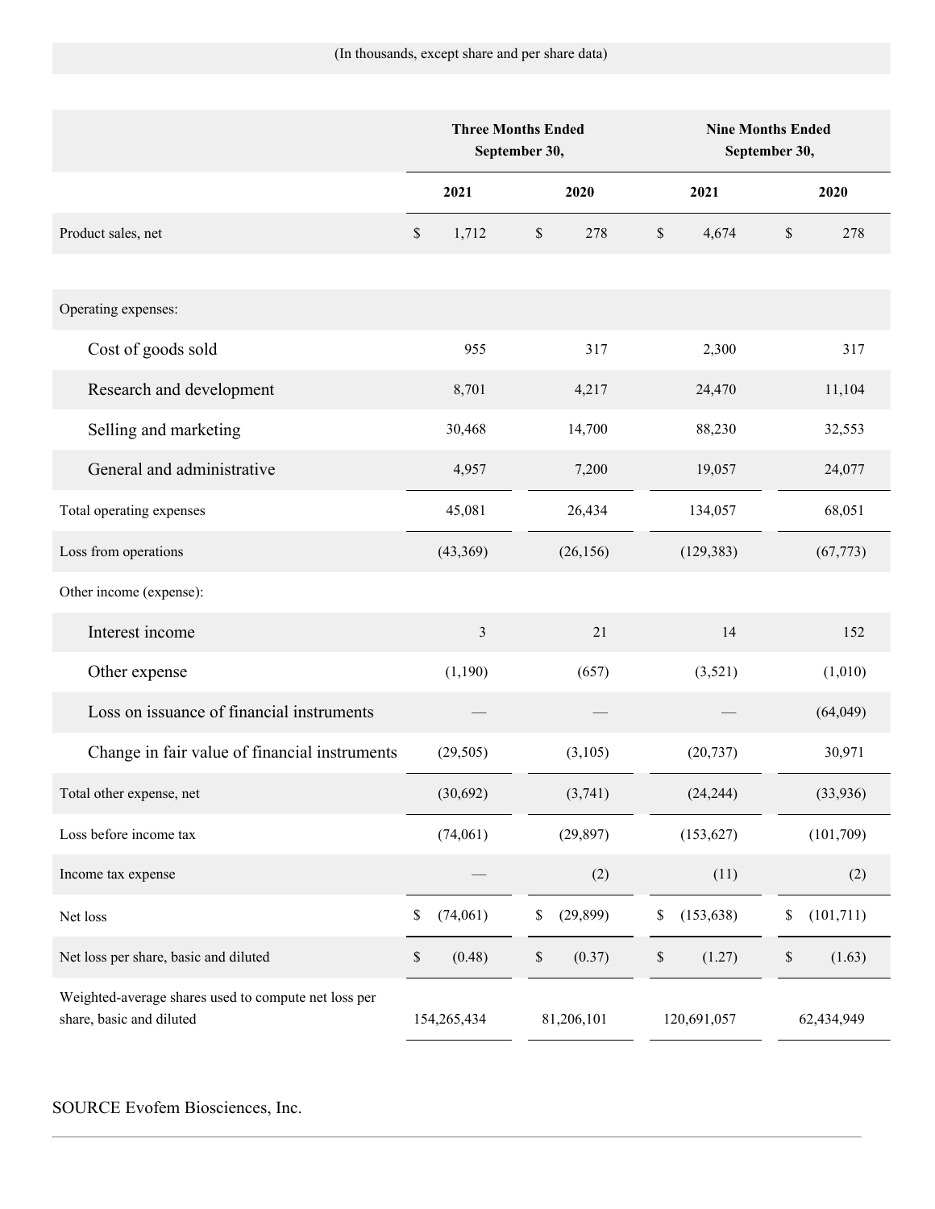(In thousands, except share and per share data)

| | Three Months Ended September 30, | | Nine Months Ended September 30, | |
|---|---|---|---|---|
| | 2021 | 2020 | 2021 | 2020 |
| Product sales, net | $ 1,712 | $ 278 | $ 4,674 | $ 278 |
| Operating expenses: | | | | |
| Cost of goods sold | 955 | 317 | 2,300 | 317 |
| Research and development | 8,701 | 4,217 | 24,470 | 11,104 |
| Selling and marketing | 30,468 | 14,700 | 88,230 | 32,553 |
| General and administrative | 4,957 | 7,200 | 19,057 | 24,077 |
| Total operating expenses | 45,081 | 26,434 | 134,057 | 68,051 |
| Loss from operations | (43,369) | (26,156) | (129,383) | (67,773) |
| Other income (expense): | | | | |
| Interest income | 3 | 21 | 14 | 152 |
| Other expense | (1,190) | (657) | (3,521) | (1,010) |
| Loss on issuance of financial instruments | — | — | — | (64,049) |
| Change in fair value of financial instruments | (29,505) | (3,105) | (20,737) | 30,971 |
| Total other expense, net | (30,692) | (3,741) | (24,244) | (33,936) |
| Loss before income tax | (74,061) | (29,897) | (153,627) | (101,709) |
| Income tax expense | — | (2) | (11) | (2) |
| Net loss | $ (74,061) | $ (29,899) | $ (153,638) | $ (101,711) |
| Net loss per share, basic and diluted | $ (0.48) | $ (0.37) | $ (1.27) | $ (1.63) |
| Weighted-average shares used to compute net loss per share, basic and diluted | 154,265,434 | 81,206,101 | 120,691,057 | 62,434,949 |

SOURCE Evofem Biosciences, Inc.